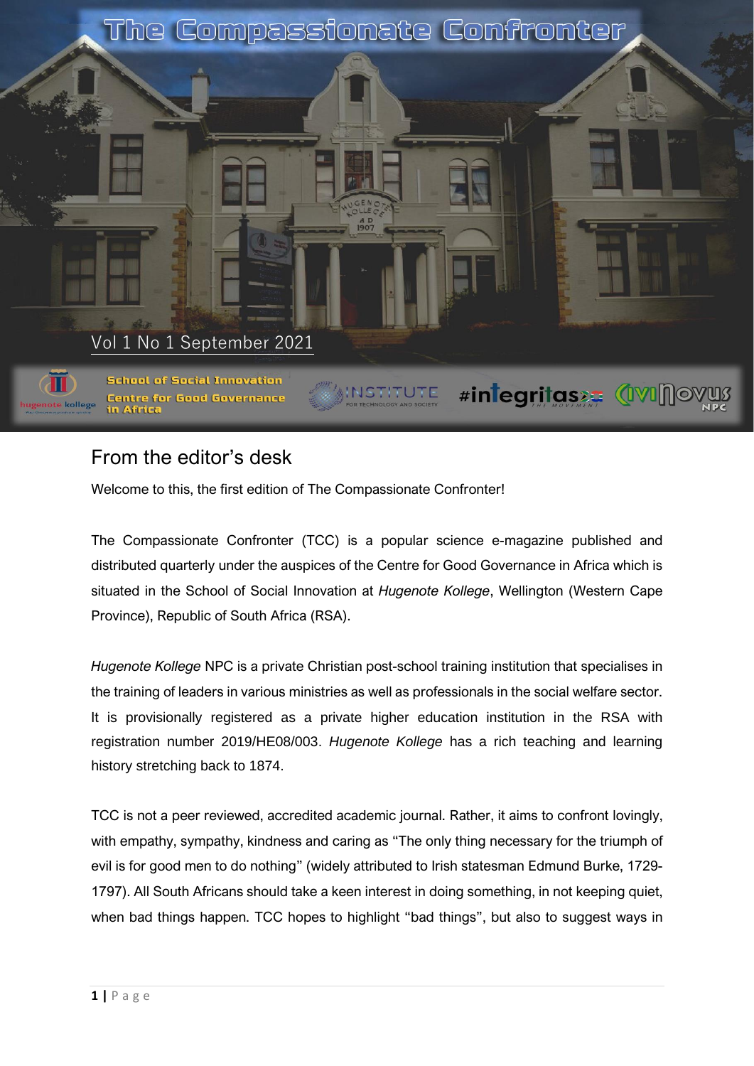# The Compassionate Confronter

Vol 1 No 1 September 2021

School of Social Innovation
Centre for Good Governance in Africa

## From the editor's desk

Welcome to this, the first edition of The Compassionate Confronter!

The Compassionate Confronter (TCC) is a popular science e-magazine published and distributed quarterly under the auspices of the Centre for Good Governance in Africa which is situated in the School of Social Innovation at *Hugenote Kollege*, Wellington (Western Cape Province), Republic of South Africa (RSA).

*Hugenote Kollege* NPC is a private Christian post-school training institution that specialises in the training of leaders in various ministries as well as professionals in the social welfare sector. It is provisionally registered as a private higher education institution in the RSA with registration number 2019/HE08/003. *Hugenote Kollege* has a rich teaching and learning history stretching back to 1874.

TCC is not a peer reviewed, accredited academic journal. Rather, it aims to confront lovingly, with empathy, sympathy, kindness and caring as "The only thing necessary for the triumph of evil is for good men to do nothing" (widely attributed to Irish statesman Edmund Burke, 1729-1797). All South Africans should take a keen interest in doing something, in not keeping quiet, when bad things happen. TCC hopes to highlight "bad things", but also to suggest ways in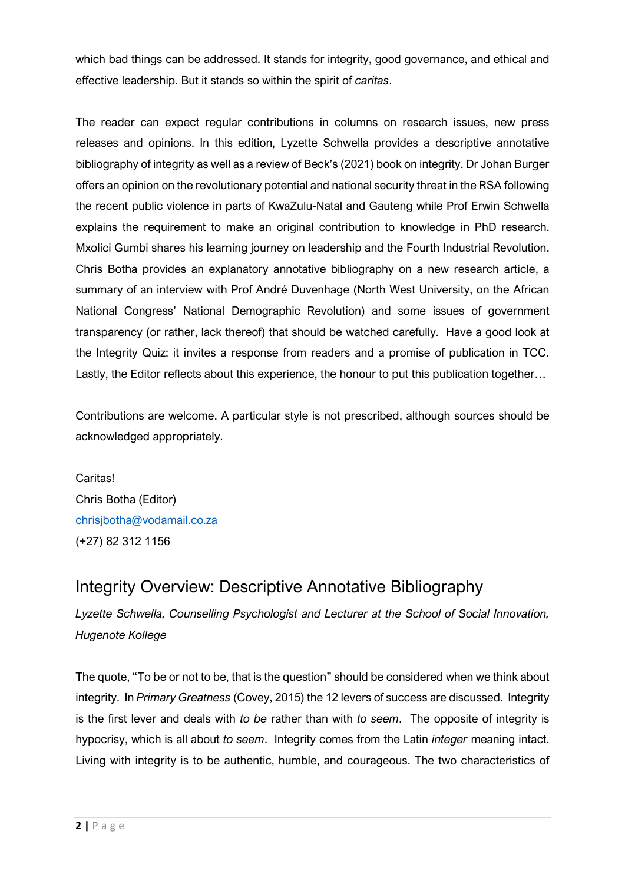which bad things can be addressed. It stands for integrity, good governance, and ethical and effective leadership. But it stands so within the spirit of *caritas*.

The reader can expect regular contributions in columns on research issues, new press releases and opinions. In this edition, Lyzette Schwella provides a descriptive annotative bibliography of integrity as well as a review of Beck's (2021) book on integrity. Dr Johan Burger offers an opinion on the revolutionary potential and national security threat in the RSA following the recent public violence in parts of KwaZulu-Natal and Gauteng while Prof Erwin Schwella explains the requirement to make an original contribution to knowledge in PhD research. Mxolici Gumbi shares his learning journey on leadership and the Fourth Industrial Revolution. Chris Botha provides an explanatory annotative bibliography on a new research article, a summary of an interview with Prof André Duvenhage (North West University, on the African National Congress' National Demographic Revolution) and some issues of government transparency (or rather, lack thereof) that should be watched carefully. Have a good look at the Integrity Quiz: it invites a response from readers and a promise of publication in TCC. Lastly, the Editor reflects about this experience, the honour to put this publication together…

Contributions are welcome. A particular style is not prescribed, although sources should be acknowledged appropriately.

Caritas!
Chris Botha (Editor)
chrisjbotha@vodamail.co.za
(+27) 82 312 1156

## Integrity Overview: Descriptive Annotative Bibliography

*Lyzette Schwella, Counselling Psychologist and Lecturer at the School of Social Innovation, Hugenote Kollege*

The quote, "To be or not to be, that is the question" should be considered when we think about integrity. In *Primary Greatness* (Covey, 2015) the 12 levers of success are discussed. Integrity is the first lever and deals with *to be* rather than with *to seem*. The opposite of integrity is hypocrisy, which is all about *to seem*. Integrity comes from the Latin *integer* meaning intact. Living with integrity is to be authentic, humble, and courageous. The two characteristics of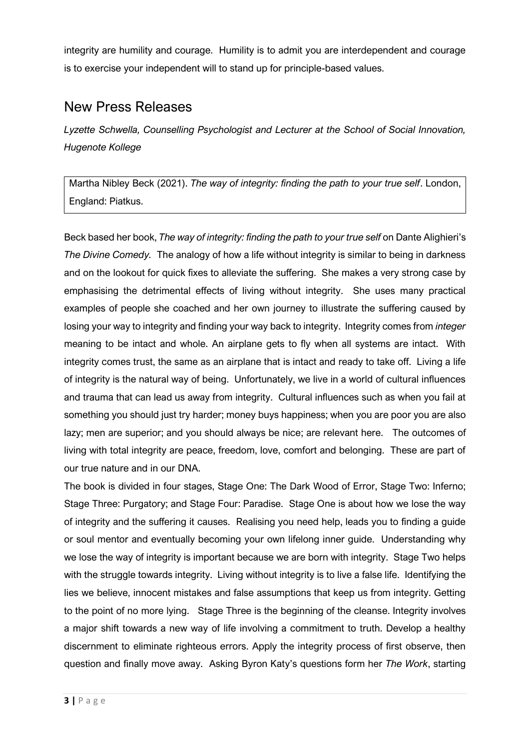integrity are humility and courage. Humility is to admit you are interdependent and courage is to exercise your independent will to stand up for principle-based values.

## New Press Releases

*Lyzette Schwella, Counselling Psychologist and Lecturer at the School of Social Innovation, Hugenote Kollege*

Martha Nibley Beck (2021). *The way of integrity: finding the path to your true self*. London, England: Piatkus.

Beck based her book, *The way of integrity: finding the path to your true self* on Dante Alighieri's *The Divine Comedy.* The analogy of how a life without integrity is similar to being in darkness and on the lookout for quick fixes to alleviate the suffering. She makes a very strong case by emphasising the detrimental effects of living without integrity. She uses many practical examples of people she coached and her own journey to illustrate the suffering caused by losing your way to integrity and finding your way back to integrity. Integrity comes from *integer* meaning to be intact and whole. An airplane gets to fly when all systems are intact. With integrity comes trust, the same as an airplane that is intact and ready to take off. Living a life of integrity is the natural way of being. Unfortunately, we live in a world of cultural influences and trauma that can lead us away from integrity. Cultural influences such as when you fail at something you should just try harder; money buys happiness; when you are poor you are also lazy; men are superior; and you should always be nice; are relevant here. The outcomes of living with total integrity are peace, freedom, love, comfort and belonging. These are part of our true nature and in our DNA.

The book is divided in four stages, Stage One: The Dark Wood of Error, Stage Two: Inferno; Stage Three: Purgatory; and Stage Four: Paradise. Stage One is about how we lose the way of integrity and the suffering it causes. Realising you need help, leads you to finding a guide or soul mentor and eventually becoming your own lifelong inner guide. Understanding why we lose the way of integrity is important because we are born with integrity. Stage Two helps with the struggle towards integrity. Living without integrity is to live a false life. Identifying the lies we believe, innocent mistakes and false assumptions that keep us from integrity. Getting to the point of no more lying. Stage Three is the beginning of the cleanse. Integrity involves a major shift towards a new way of life involving a commitment to truth. Develop a healthy discernment to eliminate righteous errors. Apply the integrity process of first observe, then question and finally move away. Asking Byron Katy's questions form her *The Work*, starting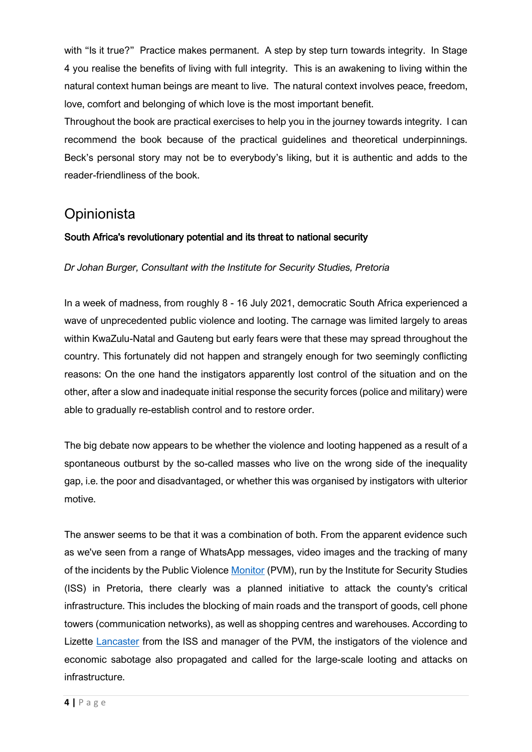with "Is it true?" Practice makes permanent. A step by step turn towards integrity. In Stage 4 you realise the benefits of living with full integrity. This is an awakening to living within the natural context human beings are meant to live. The natural context involves peace, freedom, love, comfort and belonging of which love is the most important benefit.

Throughout the book are practical exercises to help you in the journey towards integrity. I can recommend the book because of the practical guidelines and theoretical underpinnings. Beck's personal story may not be to everybody's liking, but it is authentic and adds to the reader-friendliness of the book.

## Opinionista

### South Africa's revolutionary potential and its threat to national security

*Dr Johan Burger, Consultant with the Institute for Security Studies, Pretoria*

In a week of madness, from roughly 8 - 16 July 2021, democratic South Africa experienced a wave of unprecedented public violence and looting. The carnage was limited largely to areas within KwaZulu-Natal and Gauteng but early fears were that these may spread throughout the country. This fortunately did not happen and strangely enough for two seemingly conflicting reasons: On the one hand the instigators apparently lost control of the situation and on the other, after a slow and inadequate initial response the security forces (police and military) were able to gradually re-establish control and to restore order.

The big debate now appears to be whether the violence and looting happened as a result of a spontaneous outburst by the so-called masses who live on the wrong side of the inequality gap, i.e. the poor and disadvantaged, or whether this was organised by instigators with ulterior motive.

The answer seems to be that it was a combination of both. From the apparent evidence such as we've seen from a range of WhatsApp messages, video images and the tracking of many of the incidents by the Public Violence Monitor (PVM), run by the Institute for Security Studies (ISS) in Pretoria, there clearly was a planned initiative to attack the county's critical infrastructure. This includes the blocking of main roads and the transport of goods, cell phone towers (communication networks), as well as shopping centres and warehouses. According to Lizette Lancaster from the ISS and manager of the PVM, the instigators of the violence and economic sabotage also propagated and called for the large-scale looting and attacks on infrastructure.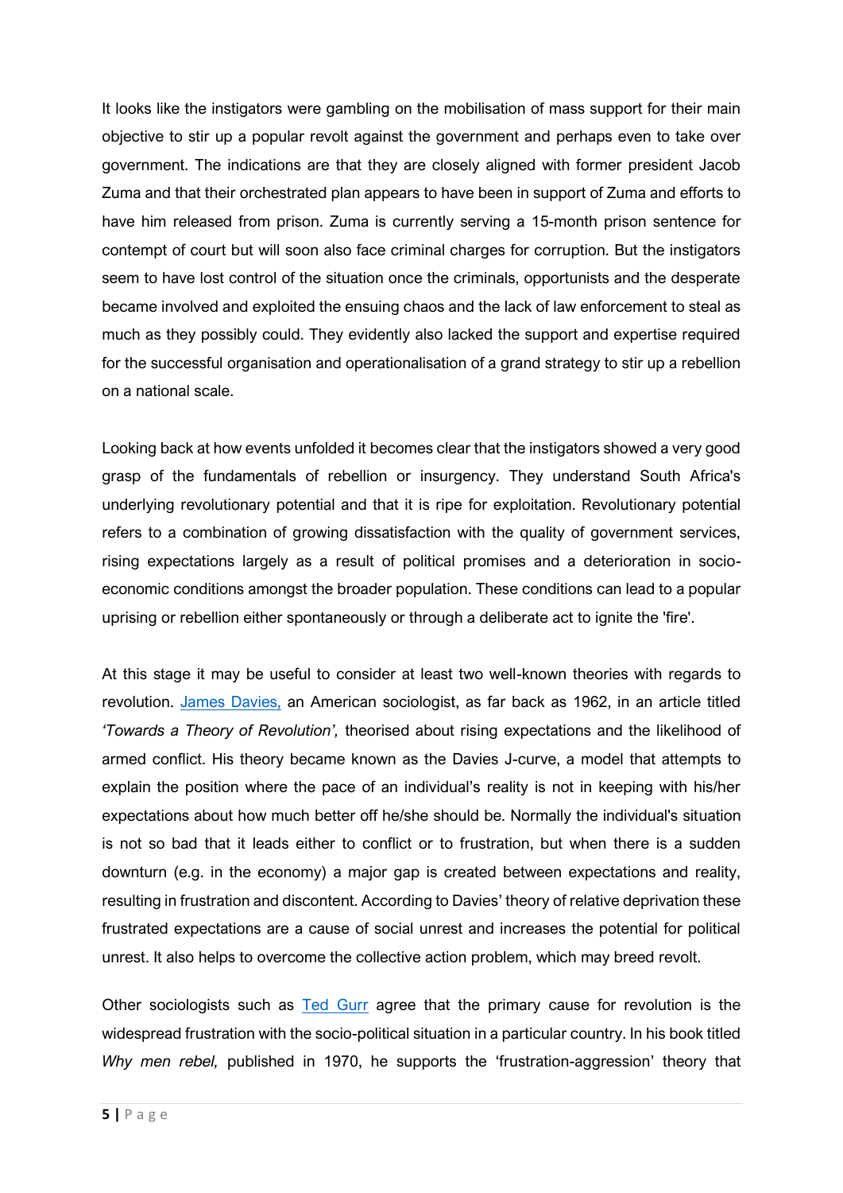It looks like the instigators were gambling on the mobilisation of mass support for their main objective to stir up a popular revolt against the government and perhaps even to take over government. The indications are that they are closely aligned with former president Jacob Zuma and that their orchestrated plan appears to have been in support of Zuma and efforts to have him released from prison. Zuma is currently serving a 15-month prison sentence for contempt of court but will soon also face criminal charges for corruption. But the instigators seem to have lost control of the situation once the criminals, opportunists and the desperate became involved and exploited the ensuing chaos and the lack of law enforcement to steal as much as they possibly could. They evidently also lacked the support and expertise required for the successful organisation and operationalisation of a grand strategy to stir up a rebellion on a national scale.

Looking back at how events unfolded it becomes clear that the instigators showed a very good grasp of the fundamentals of rebellion or insurgency. They understand South Africa's underlying revolutionary potential and that it is ripe for exploitation. Revolutionary potential refers to a combination of growing dissatisfaction with the quality of government services, rising expectations largely as a result of political promises and a deterioration in socio-economic conditions amongst the broader population. These conditions can lead to a popular uprising or rebellion either spontaneously or through a deliberate act to ignite the 'fire'.

At this stage it may be useful to consider at least two well-known theories with regards to revolution. James Davies, an American sociologist, as far back as 1962, in an article titled *'Towards a Theory of Revolution',* theorised about rising expectations and the likelihood of armed conflict. His theory became known as the Davies J-curve, a model that attempts to explain the position where the pace of an individual's reality is not in keeping with his/her expectations about how much better off he/she should be. Normally the individual's situation is not so bad that it leads either to conflict or to frustration, but when there is a sudden downturn (e.g. in the economy) a major gap is created between expectations and reality, resulting in frustration and discontent. According to Davies' theory of relative deprivation these frustrated expectations are a cause of social unrest and increases the potential for political unrest. It also helps to overcome the collective action problem, which may breed revolt.

Other sociologists such as Ted Gurr agree that the primary cause for revolution is the widespread frustration with the socio-political situation in a particular country. In his book titled *Why men rebel,* published in 1970, he supports the 'frustration-aggression' theory that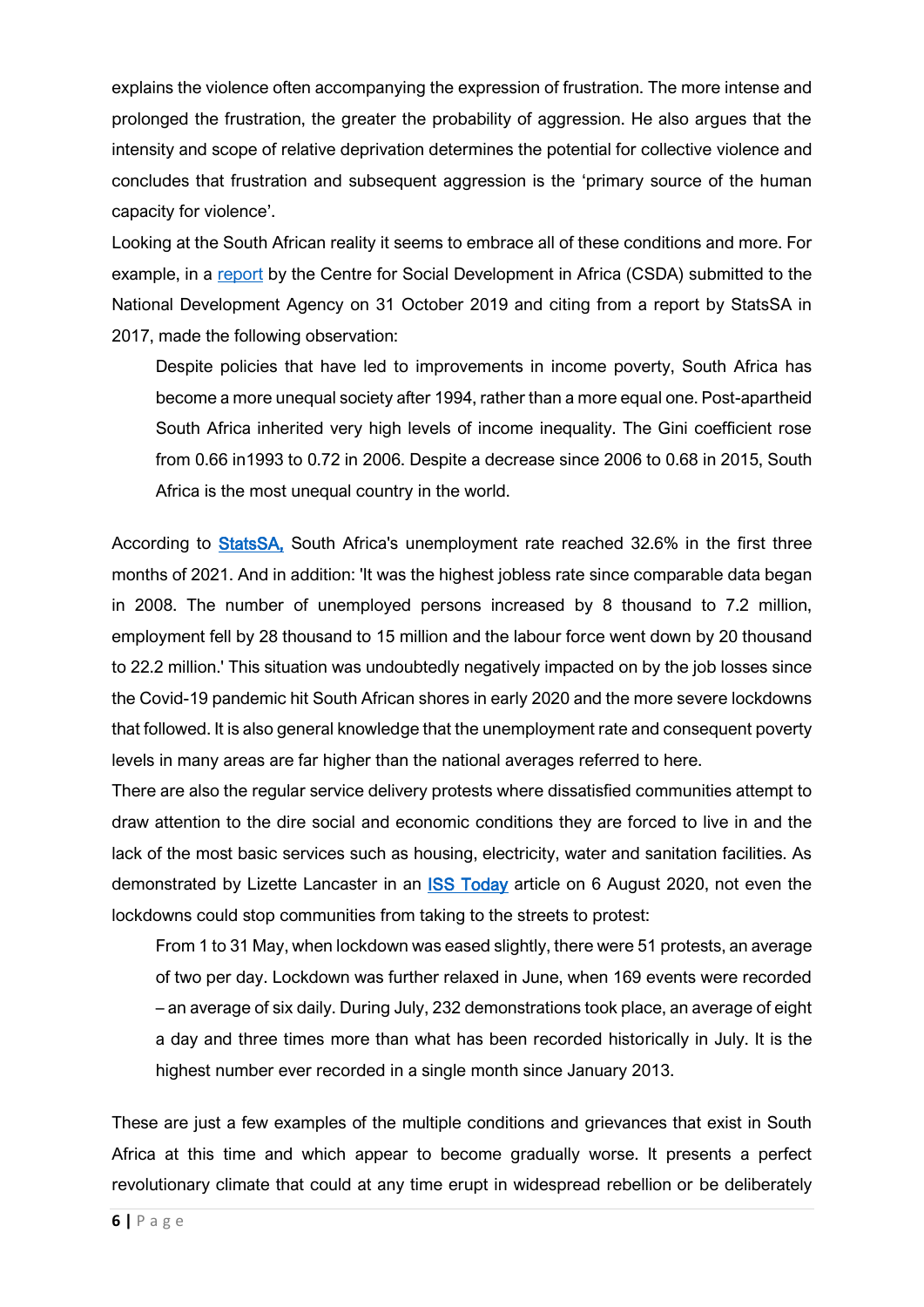explains the violence often accompanying the expression of frustration. The more intense and prolonged the frustration, the greater the probability of aggression. He also argues that the intensity and scope of relative deprivation determines the potential for collective violence and concludes that frustration and subsequent aggression is the 'primary source of the human capacity for violence'.

Looking at the South African reality it seems to embrace all of these conditions and more. For example, in a report by the Centre for Social Development in Africa (CSDA) submitted to the National Development Agency on 31 October 2019 and citing from a report by StatsSA in 2017, made the following observation:

> Despite policies that have led to improvements in income poverty, South Africa has become a more unequal society after 1994, rather than a more equal one. Post-apartheid South Africa inherited very high levels of income inequality. The Gini coefficient rose from 0.66 in1993 to 0.72 in 2006. Despite a decrease since 2006 to 0.68 in 2015, South Africa is the most unequal country in the world.

According to **StatsSA,** South Africa's unemployment rate reached 32.6% in the first three months of 2021. And in addition: 'It was the highest jobless rate since comparable data began in 2008. The number of unemployed persons increased by 8 thousand to 7.2 million, employment fell by 28 thousand to 15 million and the labour force went down by 20 thousand to 22.2 million.' This situation was undoubtedly negatively impacted on by the job losses since the Covid-19 pandemic hit South African shores in early 2020 and the more severe lockdowns that followed. It is also general knowledge that the unemployment rate and consequent poverty levels in many areas are far higher than the national averages referred to here.

There are also the regular service delivery protests where dissatisfied communities attempt to draw attention to the dire social and economic conditions they are forced to live in and the lack of the most basic services such as housing, electricity, water and sanitation facilities. As demonstrated by Lizette Lancaster in an **ISS Today** article on 6 August 2020, not even the lockdowns could stop communities from taking to the streets to protest:

> From 1 to 31 May, when lockdown was eased slightly, there were 51 protests, an average of two per day. Lockdown was further relaxed in June, when 169 events were recorded – an average of six daily. During July, 232 demonstrations took place, an average of eight a day and three times more than what has been recorded historically in July. It is the highest number ever recorded in a single month since January 2013.

These are just a few examples of the multiple conditions and grievances that exist in South Africa at this time and which appear to become gradually worse. It presents a perfect revolutionary climate that could at any time erupt in widespread rebellion or be deliberately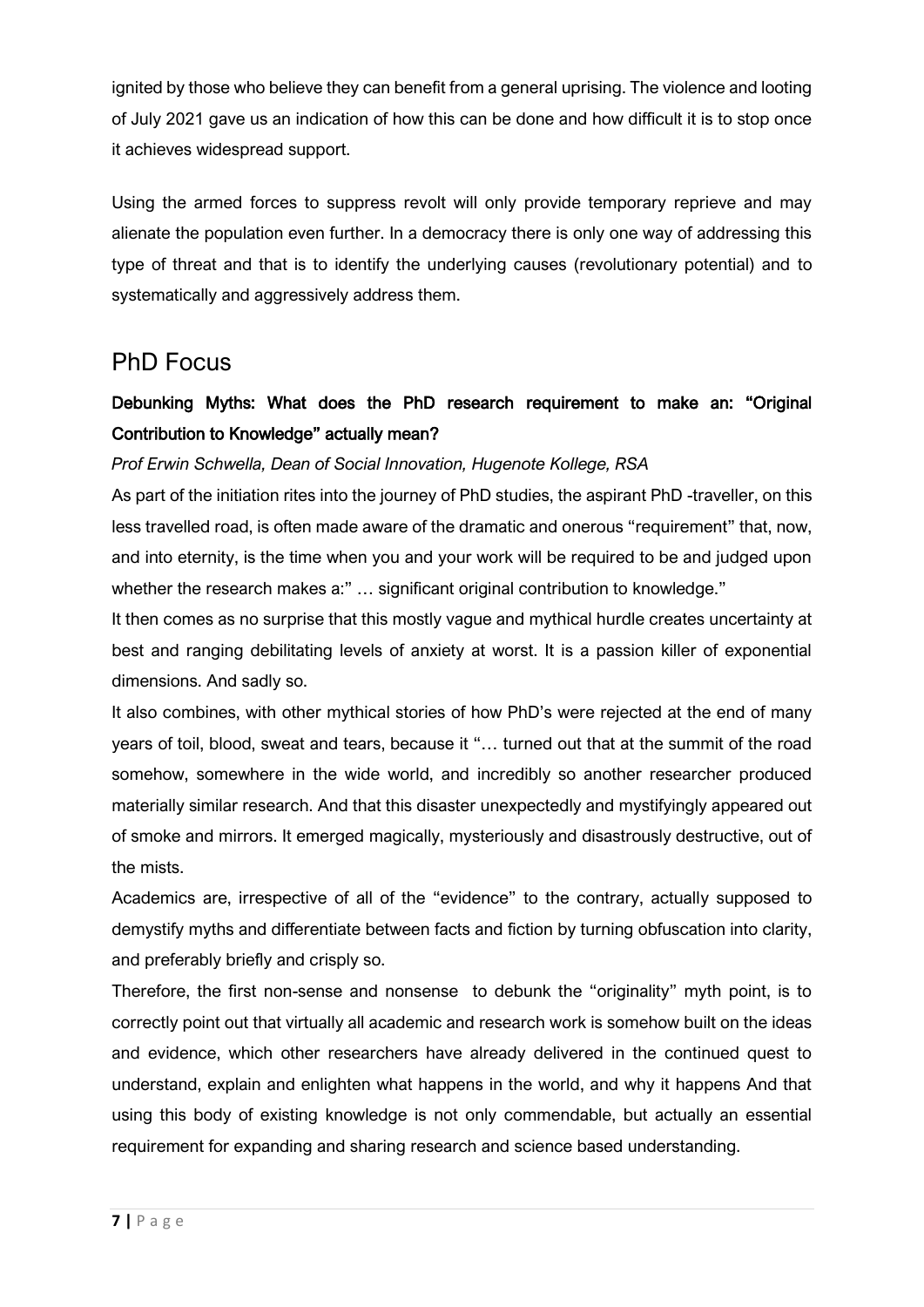ignited by those who believe they can benefit from a general uprising. The violence and looting of July 2021 gave us an indication of how this can be done and how difficult it is to stop once it achieves widespread support.

Using the armed forces to suppress revolt will only provide temporary reprieve and may alienate the population even further. In a democracy there is only one way of addressing this type of threat and that is to identify the underlying causes (revolutionary potential) and to systematically and aggressively address them.

## PhD Focus

### Debunking Myths: What does the PhD research requirement to make an: "Original Contribution to Knowledge" actually mean?

*Prof Erwin Schwella, Dean of Social Innovation, Hugenote Kollege, RSA*

As part of the initiation rites into the journey of PhD studies, the aspirant PhD -traveller, on this less travelled road, is often made aware of the dramatic and onerous "requirement" that, now, and into eternity, is the time when you and your work will be required to be and judged upon whether the research makes a:" … significant original contribution to knowledge."

It then comes as no surprise that this mostly vague and mythical hurdle creates uncertainty at best and ranging debilitating levels of anxiety at worst. It is a passion killer of exponential dimensions. And sadly so.

It also combines, with other mythical stories of how PhD's were rejected at the end of many years of toil, blood, sweat and tears, because it "… turned out that at the summit of the road somehow, somewhere in the wide world, and incredibly so another researcher produced materially similar research. And that this disaster unexpectedly and mystifyingly appeared out of smoke and mirrors. It emerged magically, mysteriously and disastrously destructive, out of the mists.

Academics are, irrespective of all of the "evidence" to the contrary, actually supposed to demystify myths and differentiate between facts and fiction by turning obfuscation into clarity, and preferably briefly and crisply so.

Therefore, the first non-sense and nonsense to debunk the "originality" myth point, is to correctly point out that virtually all academic and research work is somehow built on the ideas and evidence, which other researchers have already delivered in the continued quest to understand, explain and enlighten what happens in the world, and why it happens And that using this body of existing knowledge is not only commendable, but actually an essential requirement for expanding and sharing research and science based understanding.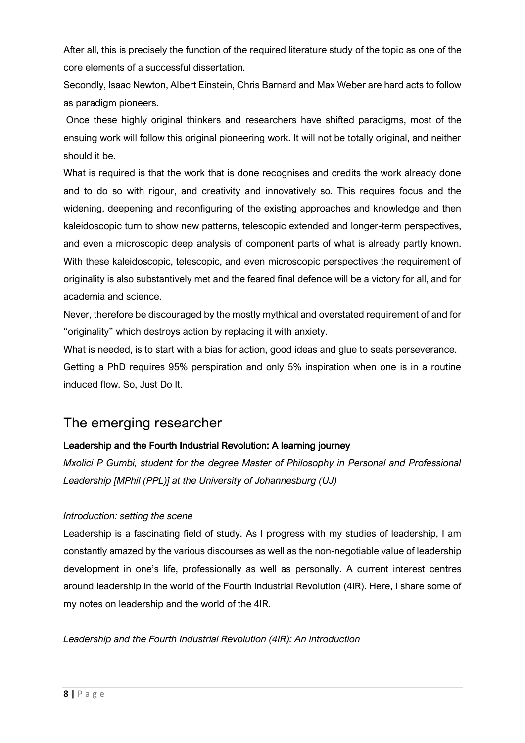After all, this is precisely the function of the required literature study of the topic as one of the core elements of a successful dissertation.

Secondly, Isaac Newton, Albert Einstein, Chris Barnard and Max Weber are hard acts to follow as paradigm pioneers.

Once these highly original thinkers and researchers have shifted paradigms, most of the ensuing work will follow this original pioneering work. It will not be totally original, and neither should it be.

What is required is that the work that is done recognises and credits the work already done and to do so with rigour, and creativity and innovatively so. This requires focus and the widening, deepening and reconfiguring of the existing approaches and knowledge and then kaleidoscopic turn to show new patterns, telescopic extended and longer-term perspectives, and even a microscopic deep analysis of component parts of what is already partly known. With these kaleidoscopic, telescopic, and even microscopic perspectives the requirement of originality is also substantively met and the feared final defence will be a victory for all, and for academia and science.

Never, therefore be discouraged by the mostly mythical and overstated requirement of and for "originality" which destroys action by replacing it with anxiety.

What is needed, is to start with a bias for action, good ideas and glue to seats perseverance.

Getting a PhD requires 95% perspiration and only 5% inspiration when one is in a routine induced flow. So, Just Do It.

## The emerging researcher

### Leadership and the Fourth Industrial Revolution: A learning journey

*Mxolici P Gumbi, student for the degree Master of Philosophy in Personal and Professional Leadership [MPhil (PPL)] at the University of Johannesburg (UJ)*

*Introduction: setting the scene*

Leadership is a fascinating field of study. As I progress with my studies of leadership, I am constantly amazed by the various discourses as well as the non-negotiable value of leadership development in one's life, professionally as well as personally. A current interest centres around leadership in the world of the Fourth Industrial Revolution (4IR). Here, I share some of my notes on leadership and the world of the 4IR.

*Leadership and the Fourth Industrial Revolution (4IR): An introduction*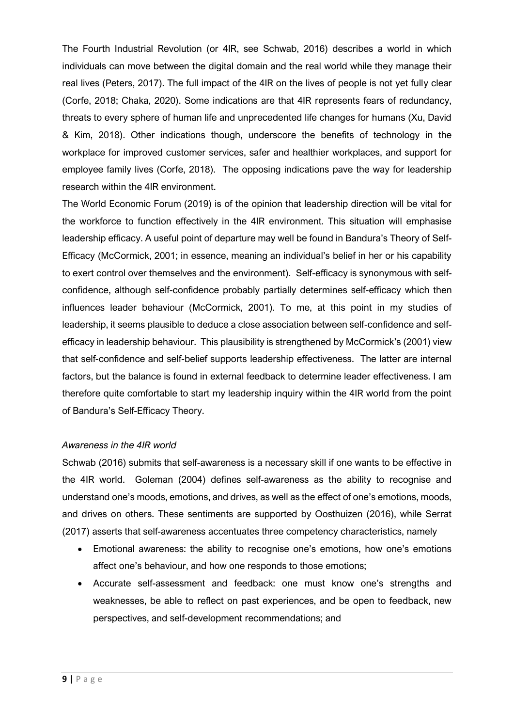The Fourth Industrial Revolution (or 4IR, see Schwab, 2016) describes a world in which individuals can move between the digital domain and the real world while they manage their real lives (Peters, 2017). The full impact of the 4IR on the lives of people is not yet fully clear (Corfe, 2018; Chaka, 2020). Some indications are that 4IR represents fears of redundancy, threats to every sphere of human life and unprecedented life changes for humans (Xu, David & Kim, 2018). Other indications though, underscore the benefits of technology in the workplace for improved customer services, safer and healthier workplaces, and support for employee family lives (Corfe, 2018). The opposing indications pave the way for leadership research within the 4IR environment.

The World Economic Forum (2019) is of the opinion that leadership direction will be vital for the workforce to function effectively in the 4IR environment. This situation will emphasise leadership efficacy. A useful point of departure may well be found in Bandura's Theory of Self-Efficacy (McCormick, 2001; in essence, meaning an individual's belief in her or his capability to exert control over themselves and the environment). Self-efficacy is synonymous with self-confidence, although self-confidence probably partially determines self-efficacy which then influences leader behaviour (McCormick, 2001). To me, at this point in my studies of leadership, it seems plausible to deduce a close association between self-confidence and self-efficacy in leadership behaviour. This plausibility is strengthened by McCormick's (2001) view that self-confidence and self-belief supports leadership effectiveness. The latter are internal factors, but the balance is found in external feedback to determine leader effectiveness. I am therefore quite comfortable to start my leadership inquiry within the 4IR world from the point of Bandura's Self-Efficacy Theory.

*Awareness in the 4IR world*

Schwab (2016) submits that self-awareness is a necessary skill if one wants to be effective in the 4IR world. Goleman (2004) defines self-awareness as the ability to recognise and understand one's moods, emotions, and drives, as well as the effect of one's emotions, moods, and drives on others. These sentiments are supported by Oosthuizen (2016), while Serrat (2017) asserts that self-awareness accentuates three competency characteristics, namely

- Emotional awareness: the ability to recognise one's emotions, how one's emotions affect one's behaviour, and how one responds to those emotions;
- Accurate self-assessment and feedback: one must know one's strengths and weaknesses, be able to reflect on past experiences, and be open to feedback, new perspectives, and self-development recommendations; and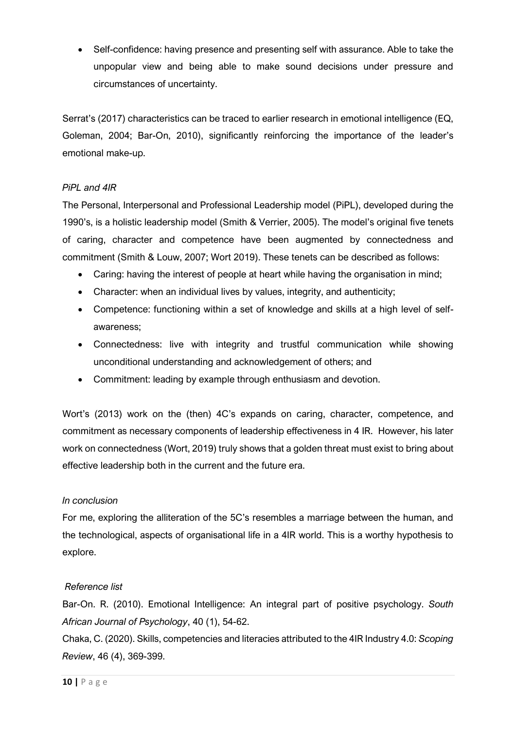- Self-confidence: having presence and presenting self with assurance. Able to take the unpopular view and being able to make sound decisions under pressure and circumstances of uncertainty.

Serrat's (2017) characteristics can be traced to earlier research in emotional intelligence (EQ, Goleman, 2004; Bar-On, 2010), significantly reinforcing the importance of the leader's emotional make-up.

*PiPL and 4IR*

The Personal, Interpersonal and Professional Leadership model (PiPL), developed during the 1990's, is a holistic leadership model (Smith & Verrier, 2005). The model's original five tenets of caring, character and competence have been augmented by connectedness and commitment (Smith & Louw, 2007; Wort 2019). These tenets can be described as follows:

- Caring: having the interest of people at heart while having the organisation in mind;
- Character: when an individual lives by values, integrity, and authenticity;
- Competence: functioning within a set of knowledge and skills at a high level of self-awareness;
- Connectedness: live with integrity and trustful communication while showing unconditional understanding and acknowledgement of others; and
- Commitment: leading by example through enthusiasm and devotion.

Wort's (2013) work on the (then) 4C's expands on caring, character, competence, and commitment as necessary components of leadership effectiveness in 4 IR. However, his later work on connectedness (Wort, 2019) truly shows that a golden threat must exist to bring about effective leadership both in the current and the future era.

*In conclusion*

For me, exploring the alliteration of the 5C's resembles a marriage between the human, and the technological, aspects of organisational life in a 4IR world. This is a worthy hypothesis to explore.

*Reference list*

Bar-On. R. (2010). Emotional Intelligence: An integral part of positive psychology. *South African Journal of Psychology*, 40 (1), 54-62.

Chaka, C. (2020). Skills, competencies and literacies attributed to the 4IR Industry 4.0: *Scoping Review*, 46 (4), 369-399.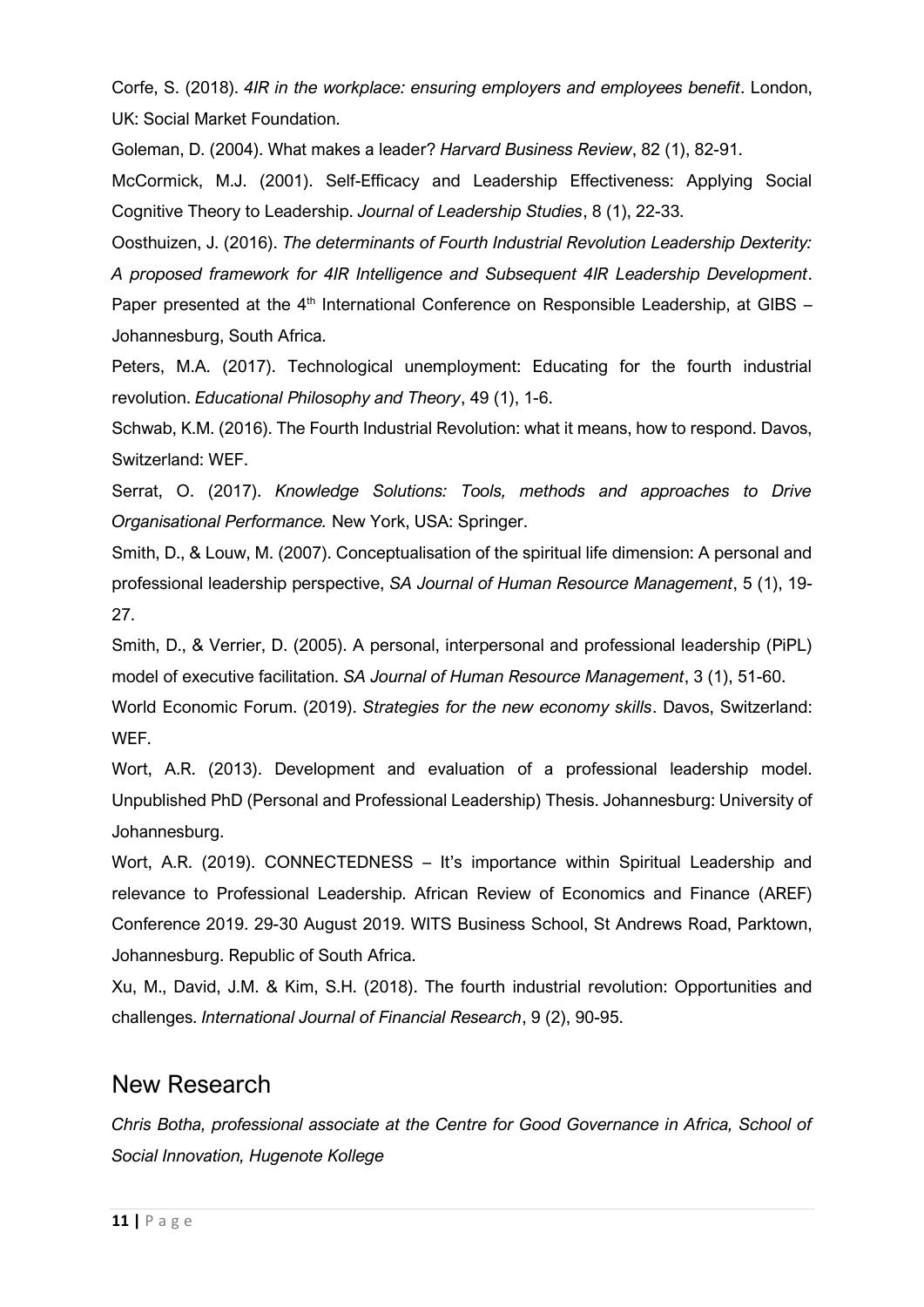Corfe, S. (2018). *4IR in the workplace: ensuring employers and employees benefit*. London, UK: Social Market Foundation.

Goleman, D. (2004). What makes a leader? *Harvard Business Review*, 82 (1), 82-91.

McCormick, M.J. (2001). Self-Efficacy and Leadership Effectiveness: Applying Social Cognitive Theory to Leadership. *Journal of Leadership Studies*, 8 (1), 22-33.

Oosthuizen, J. (2016). *The determinants of Fourth Industrial Revolution Leadership Dexterity: A proposed framework for 4IR Intelligence and Subsequent 4IR Leadership Development*. Paper presented at the 4th International Conference on Responsible Leadership, at GIBS – Johannesburg, South Africa.

Peters, M.A. (2017). Technological unemployment: Educating for the fourth industrial revolution. *Educational Philosophy and Theory*, 49 (1), 1-6.

Schwab, K.M. (2016). The Fourth Industrial Revolution: what it means, how to respond. Davos, Switzerland: WEF.

Serrat, O. (2017). *Knowledge Solutions: Tools, methods and approaches to Drive Organisational Performance.* New York, USA: Springer.

Smith, D., & Louw, M. (2007). Conceptualisation of the spiritual life dimension: A personal and professional leadership perspective, *SA Journal of Human Resource Management*, 5 (1), 19-27.

Smith, D., & Verrier, D. (2005). A personal, interpersonal and professional leadership (PiPL) model of executive facilitation. *SA Journal of Human Resource Management*, 3 (1), 51-60.

World Economic Forum. (2019). *Strategies for the new economy skills*. Davos, Switzerland: WEF.

Wort, A.R. (2013). Development and evaluation of a professional leadership model. Unpublished PhD (Personal and Professional Leadership) Thesis. Johannesburg: University of Johannesburg.

Wort, A.R. (2019). CONNECTEDNESS – It's importance within Spiritual Leadership and relevance to Professional Leadership. African Review of Economics and Finance (AREF) Conference 2019. 29-30 August 2019. WITS Business School, St Andrews Road, Parktown, Johannesburg. Republic of South Africa.

Xu, M., David, J.M. & Kim, S.H. (2018). The fourth industrial revolution: Opportunities and challenges. *International Journal of Financial Research*, 9 (2), 90-95.

## New Research

*Chris Botha, professional associate at the Centre for Good Governance in Africa, School of Social Innovation, Hugenote Kollege*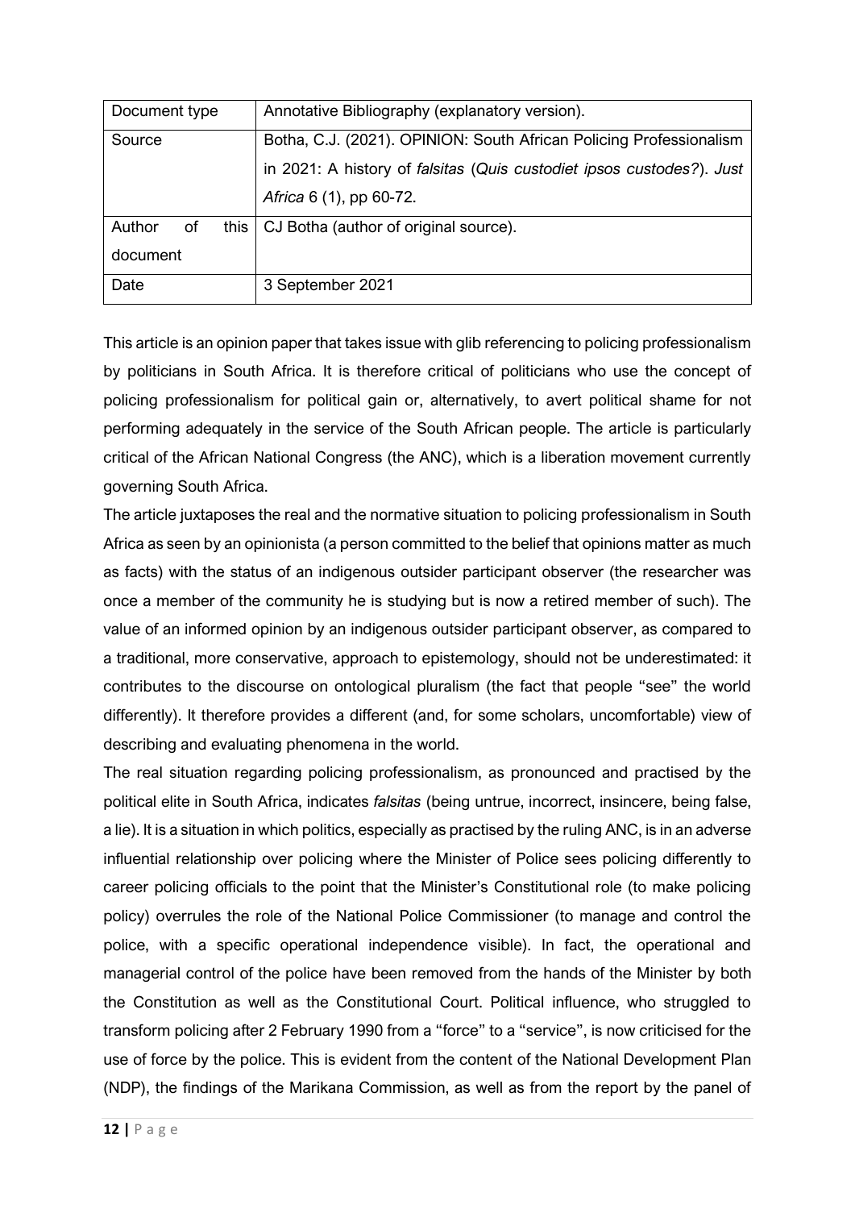| Document type | Annotative Bibliography (explanatory version). |
|---|---|
| Source | Botha, C.J. (2021). OPINION: South African Policing Professionalism in 2021: A history of *falsitas* (*Quis custodiet ipsos custodes?*). *Just Africa* 6 (1), pp 60-72. |
| Author of this document | CJ Botha (author of original source). |
| Date | 3 September 2021 |

This article is an opinion paper that takes issue with glib referencing to policing professionalism by politicians in South Africa. It is therefore critical of politicians who use the concept of policing professionalism for political gain or, alternatively, to avert political shame for not performing adequately in the service of the South African people. The article is particularly critical of the African National Congress (the ANC), which is a liberation movement currently governing South Africa.

The article juxtaposes the real and the normative situation to policing professionalism in South Africa as seen by an opinionista (a person committed to the belief that opinions matter as much as facts) with the status of an indigenous outsider participant observer (the researcher was once a member of the community he is studying but is now a retired member of such). The value of an informed opinion by an indigenous outsider participant observer, as compared to a traditional, more conservative, approach to epistemology, should not be underestimated: it contributes to the discourse on ontological pluralism (the fact that people "see" the world differently). It therefore provides a different (and, for some scholars, uncomfortable) view of describing and evaluating phenomena in the world.

The real situation regarding policing professionalism, as pronounced and practised by the political elite in South Africa, indicates *falsitas* (being untrue, incorrect, insincere, being false, a lie). It is a situation in which politics, especially as practised by the ruling ANC, is in an adverse influential relationship over policing where the Minister of Police sees policing differently to career policing officials to the point that the Minister's Constitutional role (to make policing policy) overrules the role of the National Police Commissioner (to manage and control the police, with a specific operational independence visible). In fact, the operational and managerial control of the police have been removed from the hands of the Minister by both the Constitution as well as the Constitutional Court. Political influence, who struggled to transform policing after 2 February 1990 from a "force" to a "service", is now criticised for the use of force by the police. This is evident from the content of the National Development Plan (NDP), the findings of the Marikana Commission, as well as from the report by the panel of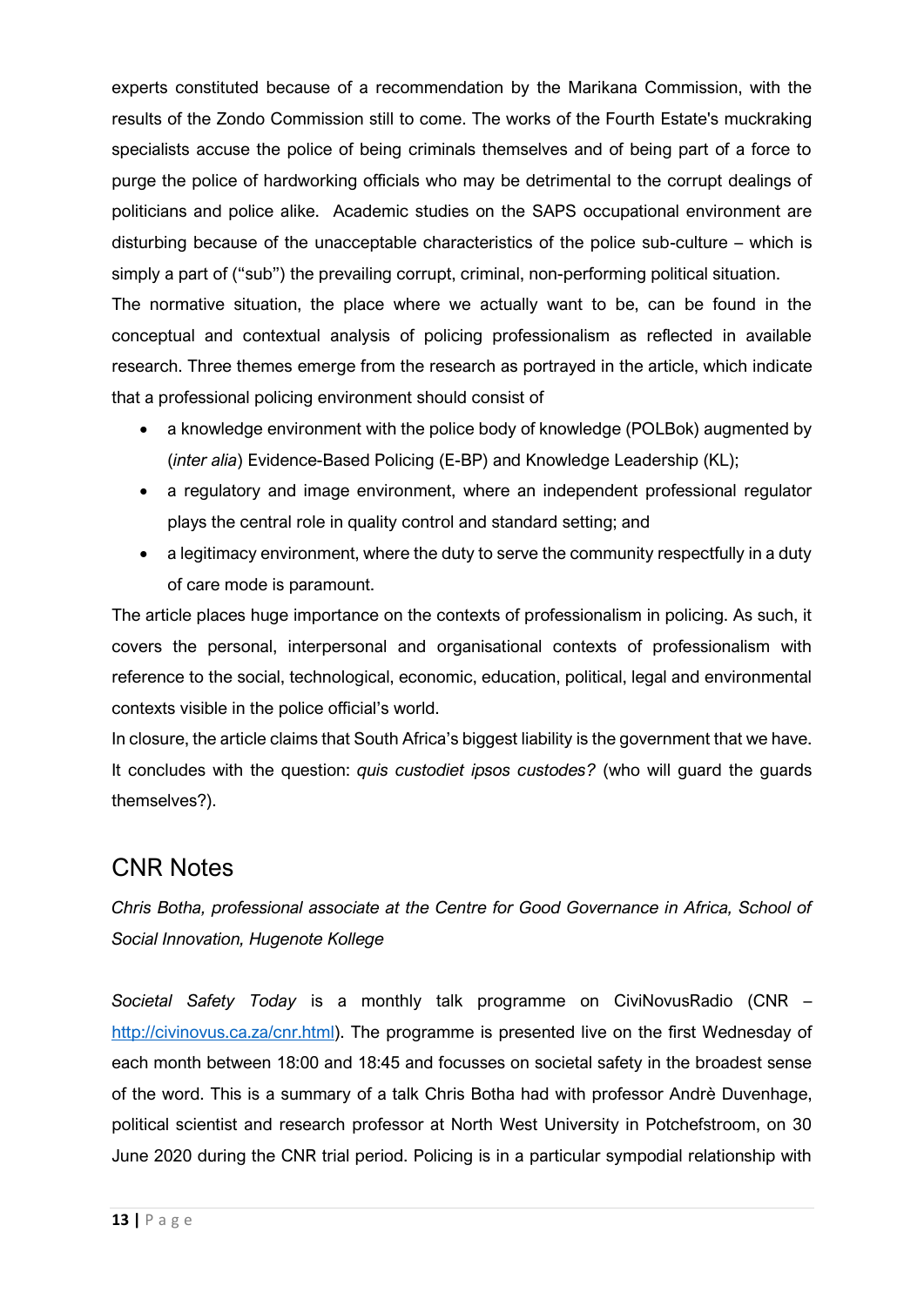experts constituted because of a recommendation by the Marikana Commission, with the results of the Zondo Commission still to come. The works of the Fourth Estate's muckraking specialists accuse the police of being criminals themselves and of being part of a force to purge the police of hardworking officials who may be detrimental to the corrupt dealings of politicians and police alike. Academic studies on the SAPS occupational environment are disturbing because of the unacceptable characteristics of the police sub-culture – which is simply a part of ("sub") the prevailing corrupt, criminal, non-performing political situation.

The normative situation, the place where we actually want to be, can be found in the conceptual and contextual analysis of policing professionalism as reflected in available research. Three themes emerge from the research as portrayed in the article, which indicate that a professional policing environment should consist of

- a knowledge environment with the police body of knowledge (POLBok) augmented by (*inter alia*) Evidence-Based Policing (E-BP) and Knowledge Leadership (KL);
- a regulatory and image environment, where an independent professional regulator plays the central role in quality control and standard setting; and
- a legitimacy environment, where the duty to serve the community respectfully in a duty of care mode is paramount.

The article places huge importance on the contexts of professionalism in policing. As such, it covers the personal, interpersonal and organisational contexts of professionalism with reference to the social, technological, economic, education, political, legal and environmental contexts visible in the police official's world.

In closure, the article claims that South Africa's biggest liability is the government that we have. It concludes with the question: *quis custodiet ipsos custodes?* (who will guard the guards themselves?).

## CNR Notes

*Chris Botha, professional associate at the Centre for Good Governance in Africa, School of Social Innovation, Hugenote Kollege*

*Societal Safety Today* is a monthly talk programme on CiviNovusRadio (CNR – [http://civinovus.ca.za/cnr.html](http://civinovus.ca.za/cnr.html)). The programme is presented live on the first Wednesday of each month between 18:00 and 18:45 and focusses on societal safety in the broadest sense of the word. This is a summary of a talk Chris Botha had with professor Andrè Duvenhage, political scientist and research professor at North West University in Potchefstroom, on 30 June 2020 during the CNR trial period. Policing is in a particular sympodial relationship with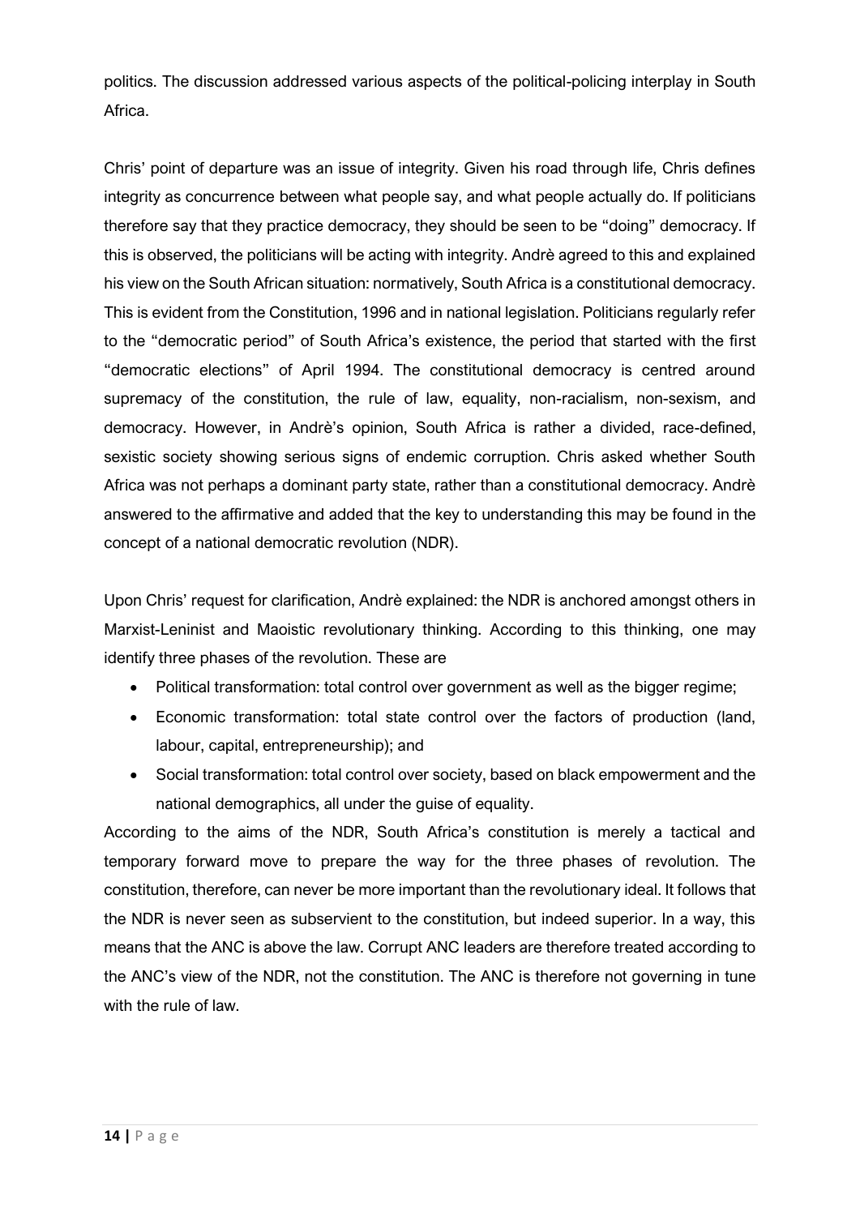politics. The discussion addressed various aspects of the political-policing interplay in South Africa.

Chris' point of departure was an issue of integrity. Given his road through life, Chris defines integrity as concurrence between what people say, and what people actually do. If politicians therefore say that they practice democracy, they should be seen to be "doing" democracy. If this is observed, the politicians will be acting with integrity. Andrè agreed to this and explained his view on the South African situation: normatively, South Africa is a constitutional democracy. This is evident from the Constitution, 1996 and in national legislation. Politicians regularly refer to the "democratic period" of South Africa's existence, the period that started with the first "democratic elections" of April 1994. The constitutional democracy is centred around supremacy of the constitution, the rule of law, equality, non-racialism, non-sexism, and democracy. However, in Andrè's opinion, South Africa is rather a divided, race-defined, sexistic society showing serious signs of endemic corruption. Chris asked whether South Africa was not perhaps a dominant party state, rather than a constitutional democracy. Andrè answered to the affirmative and added that the key to understanding this may be found in the concept of a national democratic revolution (NDR).

Upon Chris' request for clarification, Andrè explained: the NDR is anchored amongst others in Marxist-Leninist and Maoistic revolutionary thinking. According to this thinking, one may identify three phases of the revolution. These are

- Political transformation: total control over government as well as the bigger regime;
- Economic transformation: total state control over the factors of production (land, labour, capital, entrepreneurship); and
- Social transformation: total control over society, based on black empowerment and the national demographics, all under the guise of equality.

According to the aims of the NDR, South Africa's constitution is merely a tactical and temporary forward move to prepare the way for the three phases of revolution. The constitution, therefore, can never be more important than the revolutionary ideal. It follows that the NDR is never seen as subservient to the constitution, but indeed superior. In a way, this means that the ANC is above the law. Corrupt ANC leaders are therefore treated according to the ANC's view of the NDR, not the constitution. The ANC is therefore not governing in tune with the rule of law.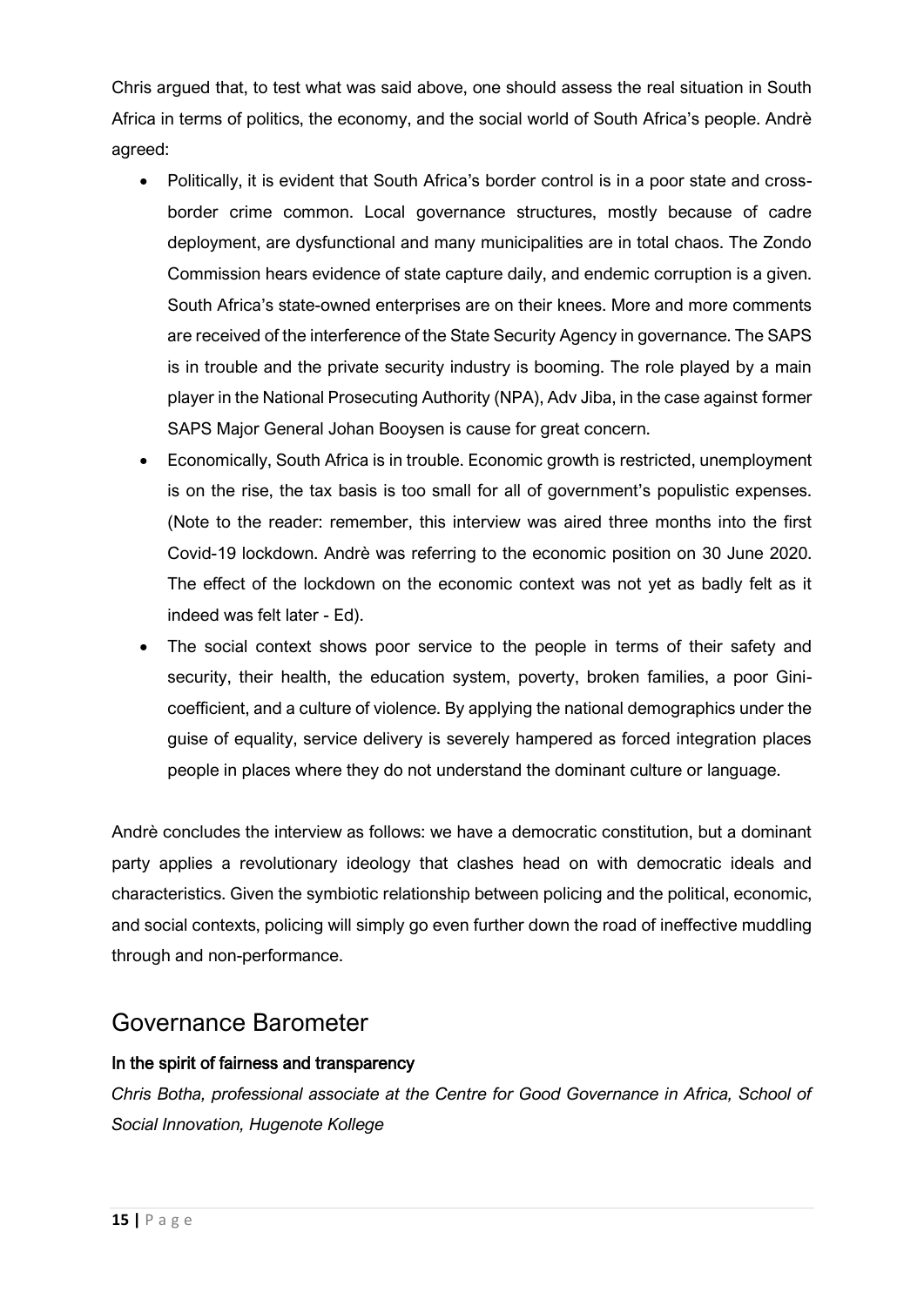Chris argued that, to test what was said above, one should assess the real situation in South Africa in terms of politics, the economy, and the social world of South Africa's people. Andrè agreed:

- Politically, it is evident that South Africa's border control is in a poor state and cross-border crime common. Local governance structures, mostly because of cadre deployment, are dysfunctional and many municipalities are in total chaos. The Zondo Commission hears evidence of state capture daily, and endemic corruption is a given. South Africa's state-owned enterprises are on their knees. More and more comments are received of the interference of the State Security Agency in governance. The SAPS is in trouble and the private security industry is booming. The role played by a main player in the National Prosecuting Authority (NPA), Adv Jiba, in the case against former SAPS Major General Johan Booysen is cause for great concern.
- Economically, South Africa is in trouble. Economic growth is restricted, unemployment is on the rise, the tax basis is too small for all of government's populistic expenses. (Note to the reader: remember, this interview was aired three months into the first Covid-19 lockdown. Andrè was referring to the economic position on 30 June 2020. The effect of the lockdown on the economic context was not yet as badly felt as it indeed was felt later - Ed).
- The social context shows poor service to the people in terms of their safety and security, their health, the education system, poverty, broken families, a poor Gini-coefficient, and a culture of violence. By applying the national demographics under the guise of equality, service delivery is severely hampered as forced integration places people in places where they do not understand the dominant culture or language.

Andrè concludes the interview as follows: we have a democratic constitution, but a dominant party applies a revolutionary ideology that clashes head on with democratic ideals and characteristics. Given the symbiotic relationship between policing and the political, economic, and social contexts, policing will simply go even further down the road of ineffective muddling through and non-performance.

# Governance Barometer

### In the spirit of fairness and transparency

*Chris Botha, professional associate at the Centre for Good Governance in Africa, School of Social Innovation, Hugenote Kollege*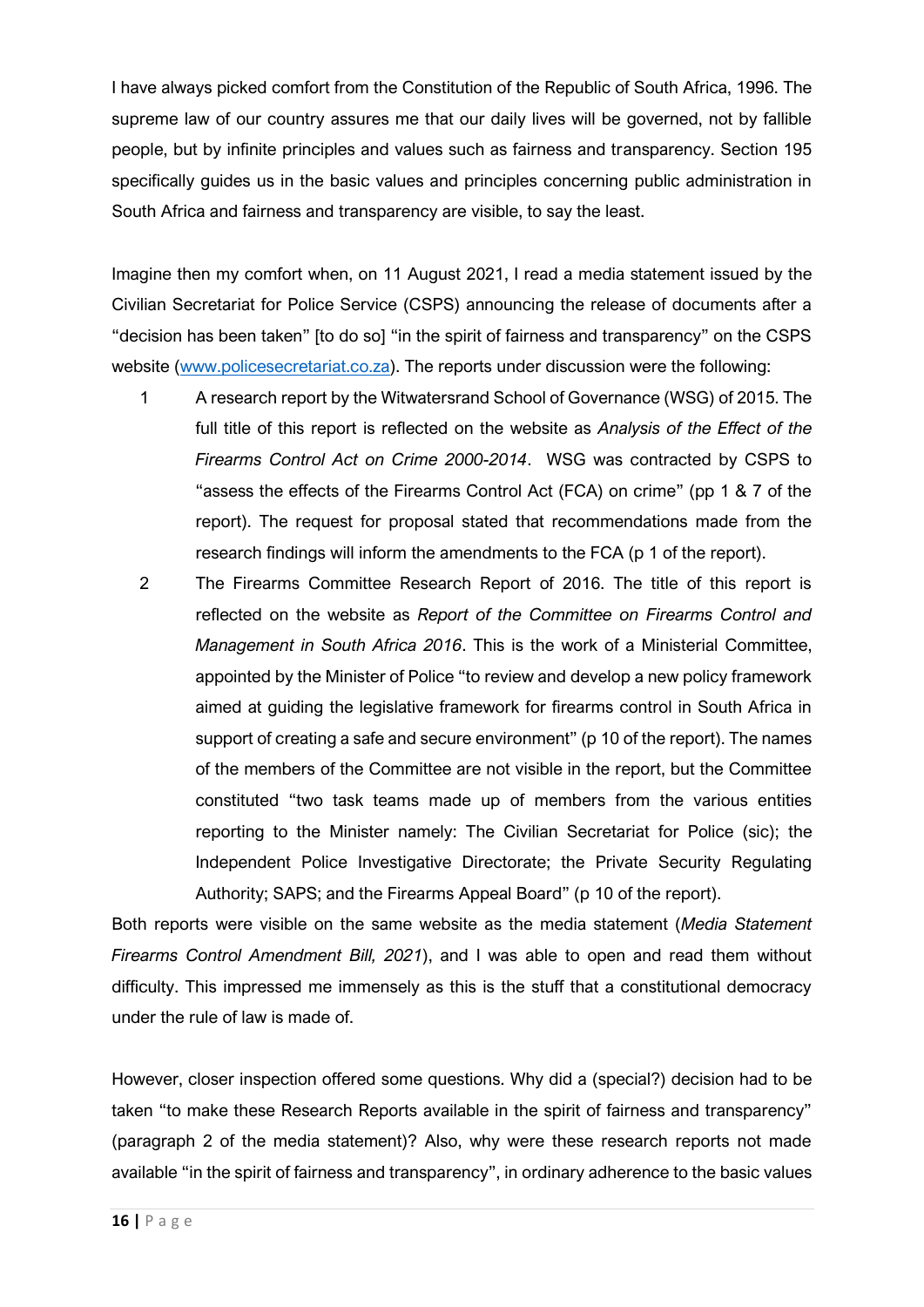I have always picked comfort from the Constitution of the Republic of South Africa, 1996. The supreme law of our country assures me that our daily lives will be governed, not by fallible people, but by infinite principles and values such as fairness and transparency. Section 195 specifically guides us in the basic values and principles concerning public administration in South Africa and fairness and transparency are visible, to say the least.

Imagine then my comfort when, on 11 August 2021, I read a media statement issued by the Civilian Secretariat for Police Service (CSPS) announcing the release of documents after a "decision has been taken" [to do so] "in the spirit of fairness and transparency" on the CSPS website (www.policesecretariat.co.za). The reports under discussion were the following:

1. A research report by the Witwatersrand School of Governance (WSG) of 2015. The full title of this report is reflected on the website as *Analysis of the Effect of the Firearms Control Act on Crime 2000-2014*. WSG was contracted by CSPS to "assess the effects of the Firearms Control Act (FCA) on crime" (pp 1 & 7 of the report). The request for proposal stated that recommendations made from the research findings will inform the amendments to the FCA (p 1 of the report).
2. The Firearms Committee Research Report of 2016. The title of this report is reflected on the website as *Report of the Committee on Firearms Control and Management in South Africa 2016*. This is the work of a Ministerial Committee, appointed by the Minister of Police "to review and develop a new policy framework aimed at guiding the legislative framework for firearms control in South Africa in support of creating a safe and secure environment" (p 10 of the report). The names of the members of the Committee are not visible in the report, but the Committee constituted "two task teams made up of members from the various entities reporting to the Minister namely: The Civilian Secretariat for Police (sic); the Independent Police Investigative Directorate; the Private Security Regulating Authority; SAPS; and the Firearms Appeal Board" (p 10 of the report).

Both reports were visible on the same website as the media statement (*Media Statement Firearms Control Amendment Bill, 2021*), and I was able to open and read them without difficulty. This impressed me immensely as this is the stuff that a constitutional democracy under the rule of law is made of.

However, closer inspection offered some questions. Why did a (special?) decision had to be taken "to make these Research Reports available in the spirit of fairness and transparency" (paragraph 2 of the media statement)? Also, why were these research reports not made available "in the spirit of fairness and transparency", in ordinary adherence to the basic values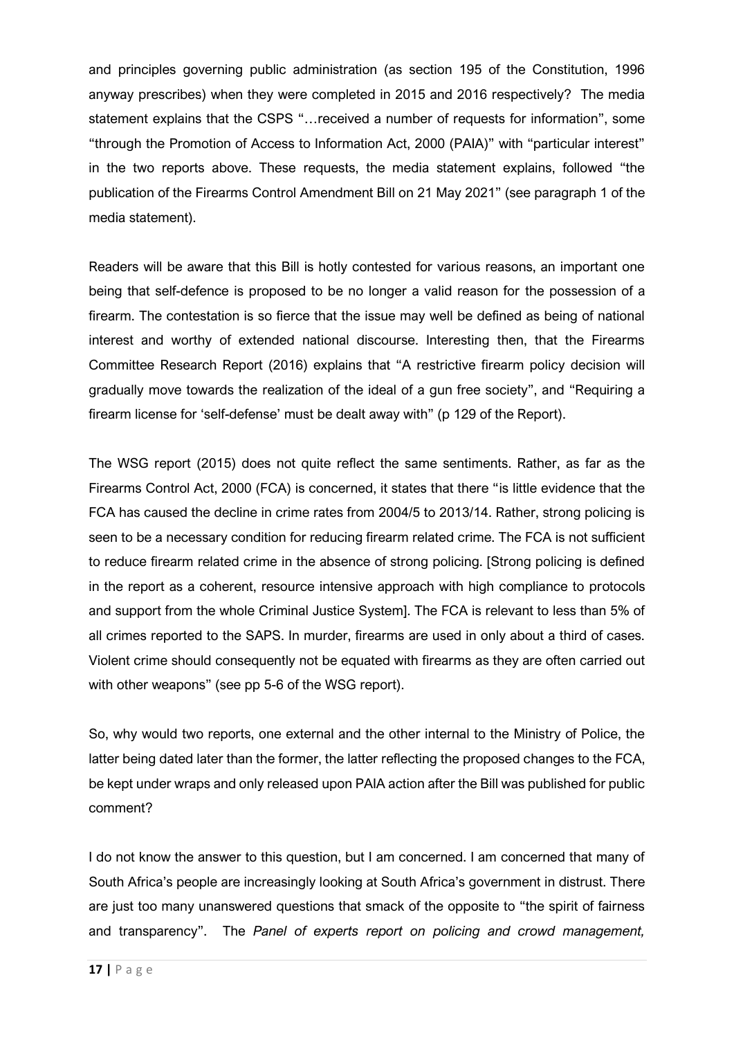and principles governing public administration (as section 195 of the Constitution, 1996 anyway prescribes) when they were completed in 2015 and 2016 respectively? The media statement explains that the CSPS "…received a number of requests for information", some "through the Promotion of Access to Information Act, 2000 (PAIA)" with "particular interest" in the two reports above. These requests, the media statement explains, followed "the publication of the Firearms Control Amendment Bill on 21 May 2021" (see paragraph 1 of the media statement).

Readers will be aware that this Bill is hotly contested for various reasons, an important one being that self-defence is proposed to be no longer a valid reason for the possession of a firearm. The contestation is so fierce that the issue may well be defined as being of national interest and worthy of extended national discourse. Interesting then, that the Firearms Committee Research Report (2016) explains that "A restrictive firearm policy decision will gradually move towards the realization of the ideal of a gun free society", and "Requiring a firearm license for 'self-defense' must be dealt away with" (p 129 of the Report).

The WSG report (2015) does not quite reflect the same sentiments. Rather, as far as the Firearms Control Act, 2000 (FCA) is concerned, it states that there "is little evidence that the FCA has caused the decline in crime rates from 2004/5 to 2013/14. Rather, strong policing is seen to be a necessary condition for reducing firearm related crime. The FCA is not sufficient to reduce firearm related crime in the absence of strong policing. [Strong policing is defined in the report as a coherent, resource intensive approach with high compliance to protocols and support from the whole Criminal Justice System]. The FCA is relevant to less than 5% of all crimes reported to the SAPS. In murder, firearms are used in only about a third of cases. Violent crime should consequently not be equated with firearms as they are often carried out with other weapons" (see pp 5-6 of the WSG report).

So, why would two reports, one external and the other internal to the Ministry of Police, the latter being dated later than the former, the latter reflecting the proposed changes to the FCA, be kept under wraps and only released upon PAIA action after the Bill was published for public comment?

I do not know the answer to this question, but I am concerned. I am concerned that many of South Africa's people are increasingly looking at South Africa's government in distrust. There are just too many unanswered questions that smack of the opposite to "the spirit of fairness and transparency". The *Panel of experts report on policing and crowd management,*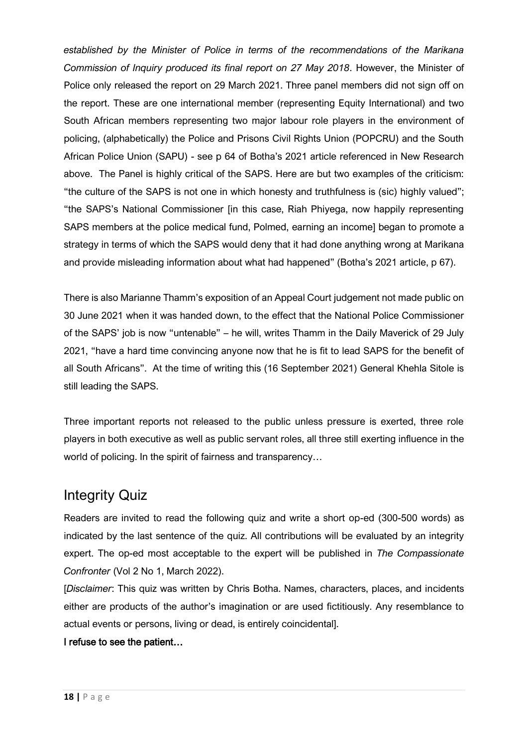*established by the Minister of Police in terms of the recommendations of the Marikana Commission of Inquiry produced its final report on 27 May 2018*. However, the Minister of Police only released the report on 29 March 2021. Three panel members did not sign off on the report. These are one international member (representing Equity International) and two South African members representing two major labour role players in the environment of policing, (alphabetically) the Police and Prisons Civil Rights Union (POPCRU) and the South African Police Union (SAPU) - see p 64 of Botha's 2021 article referenced in New Research above. The Panel is highly critical of the SAPS. Here are but two examples of the criticism: "the culture of the SAPS is not one in which honesty and truthfulness is (sic) highly valued"; "the SAPS's National Commissioner [in this case, Riah Phiyega, now happily representing SAPS members at the police medical fund, Polmed, earning an income] began to promote a strategy in terms of which the SAPS would deny that it had done anything wrong at Marikana and provide misleading information about what had happened" (Botha's 2021 article, p 67).

There is also Marianne Thamm's exposition of an Appeal Court judgement not made public on 30 June 2021 when it was handed down, to the effect that the National Police Commissioner of the SAPS' job is now "untenable" – he will, writes Thamm in the Daily Maverick of 29 July 2021, "have a hard time convincing anyone now that he is fit to lead SAPS for the benefit of all South Africans". At the time of writing this (16 September 2021) General Khehla Sitole is still leading the SAPS.

Three important reports not released to the public unless pressure is exerted, three role players in both executive as well as public servant roles, all three still exerting influence in the world of policing. In the spirit of fairness and transparency…

## Integrity Quiz

Readers are invited to read the following quiz and write a short op-ed (300-500 words) as indicated by the last sentence of the quiz. All contributions will be evaluated by an integrity expert. The op-ed most acceptable to the expert will be published in *The Compassionate Confronter* (Vol 2 No 1, March 2022).

[*Disclaimer*: This quiz was written by Chris Botha. Names, characters, places, and incidents either are products of the author's imagination or are used fictitiously. Any resemblance to actual events or persons, living or dead, is entirely coincidental].

**I refuse to see the patient…**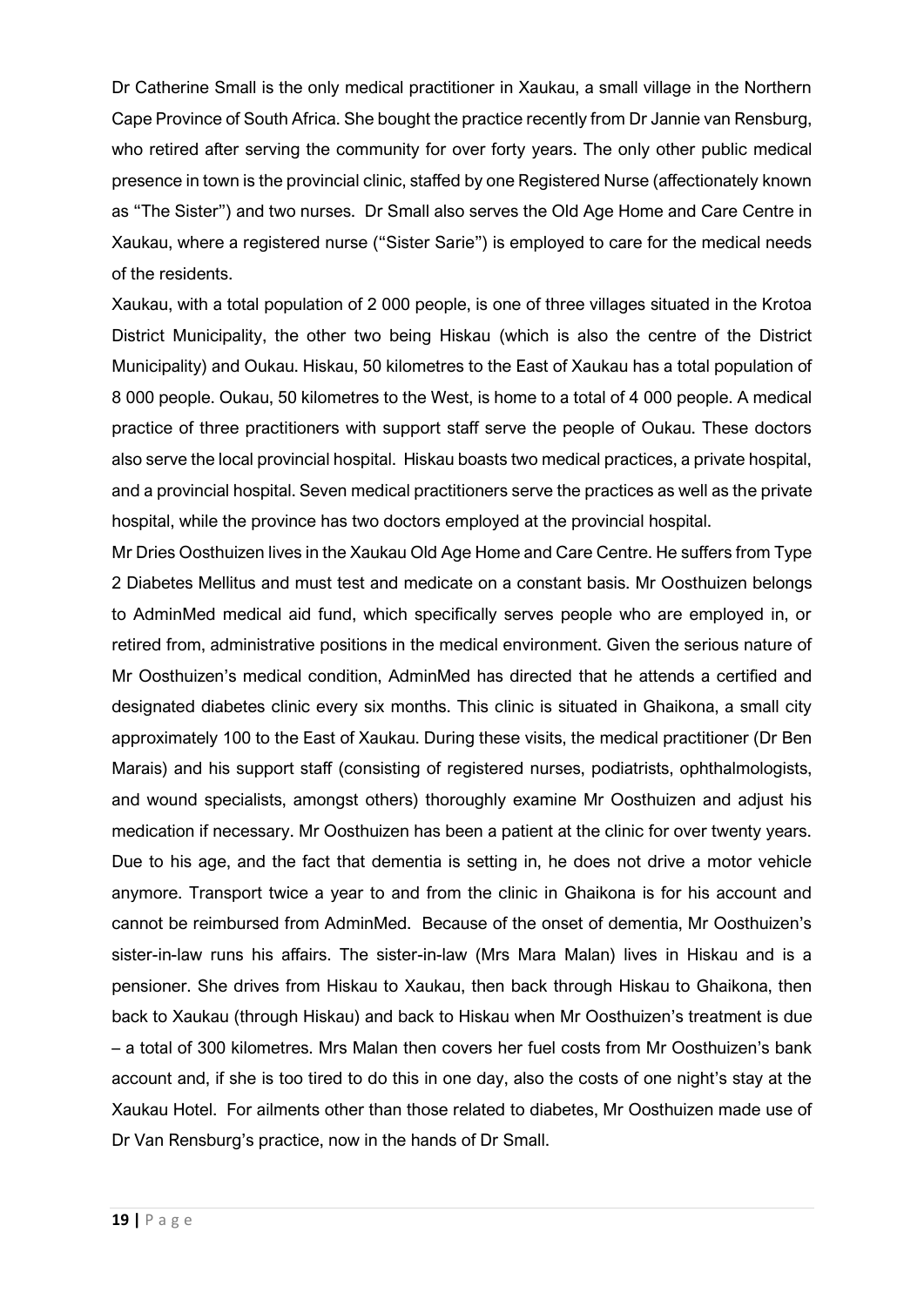Dr Catherine Small is the only medical practitioner in Xaukau, a small village in the Northern Cape Province of South Africa. She bought the practice recently from Dr Jannie van Rensburg, who retired after serving the community for over forty years. The only other public medical presence in town is the provincial clinic, staffed by one Registered Nurse (affectionately known as "The Sister") and two nurses. Dr Small also serves the Old Age Home and Care Centre in Xaukau, where a registered nurse ("Sister Sarie") is employed to care for the medical needs of the residents.

Xaukau, with a total population of 2 000 people, is one of three villages situated in the Krotoa District Municipality, the other two being Hiskau (which is also the centre of the District Municipality) and Oukau. Hiskau, 50 kilometres to the East of Xaukau has a total population of 8 000 people. Oukau, 50 kilometres to the West, is home to a total of 4 000 people. A medical practice of three practitioners with support staff serve the people of Oukau. These doctors also serve the local provincial hospital. Hiskau boasts two medical practices, a private hospital, and a provincial hospital. Seven medical practitioners serve the practices as well as the private hospital, while the province has two doctors employed at the provincial hospital.

Mr Dries Oosthuizen lives in the Xaukau Old Age Home and Care Centre. He suffers from Type 2 Diabetes Mellitus and must test and medicate on a constant basis. Mr Oosthuizen belongs to AdminMed medical aid fund, which specifically serves people who are employed in, or retired from, administrative positions in the medical environment. Given the serious nature of Mr Oosthuizen's medical condition, AdminMed has directed that he attends a certified and designated diabetes clinic every six months. This clinic is situated in Ghaikona, a small city approximately 100 to the East of Xaukau. During these visits, the medical practitioner (Dr Ben Marais) and his support staff (consisting of registered nurses, podiatrists, ophthalmologists, and wound specialists, amongst others) thoroughly examine Mr Oosthuizen and adjust his medication if necessary. Mr Oosthuizen has been a patient at the clinic for over twenty years. Due to his age, and the fact that dementia is setting in, he does not drive a motor vehicle anymore. Transport twice a year to and from the clinic in Ghaikona is for his account and cannot be reimbursed from AdminMed. Because of the onset of dementia, Mr Oosthuizen's sister-in-law runs his affairs. The sister-in-law (Mrs Mara Malan) lives in Hiskau and is a pensioner. She drives from Hiskau to Xaukau, then back through Hiskau to Ghaikona, then back to Xaukau (through Hiskau) and back to Hiskau when Mr Oosthuizen's treatment is due – a total of 300 kilometres. Mrs Malan then covers her fuel costs from Mr Oosthuizen's bank account and, if she is too tired to do this in one day, also the costs of one night's stay at the Xaukau Hotel. For ailments other than those related to diabetes, Mr Oosthuizen made use of Dr Van Rensburg's practice, now in the hands of Dr Small.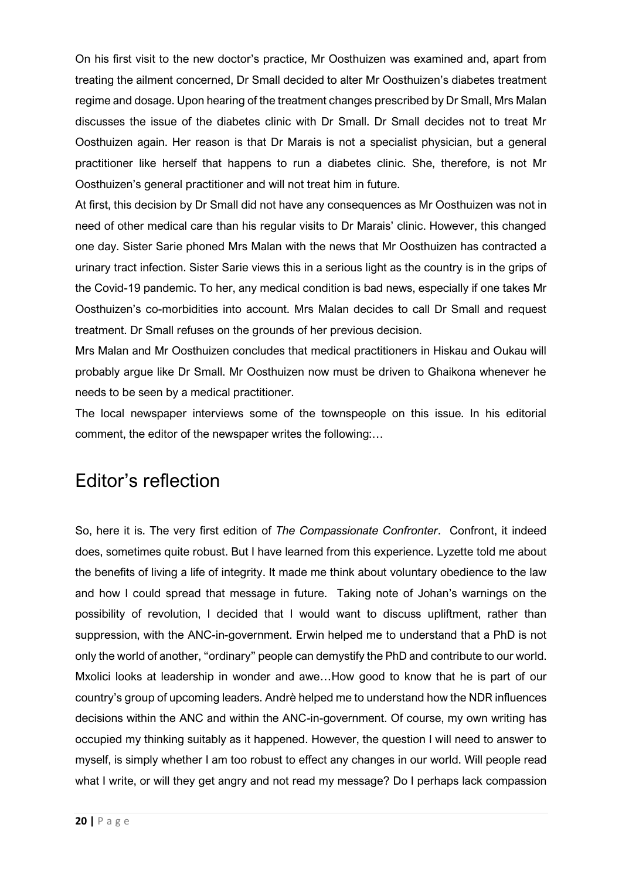On his first visit to the new doctor's practice, Mr Oosthuizen was examined and, apart from treating the ailment concerned, Dr Small decided to alter Mr Oosthuizen's diabetes treatment regime and dosage. Upon hearing of the treatment changes prescribed by Dr Small, Mrs Malan discusses the issue of the diabetes clinic with Dr Small. Dr Small decides not to treat Mr Oosthuizen again. Her reason is that Dr Marais is not a specialist physician, but a general practitioner like herself that happens to run a diabetes clinic. She, therefore, is not Mr Oosthuizen's general practitioner and will not treat him in future.

At first, this decision by Dr Small did not have any consequences as Mr Oosthuizen was not in need of other medical care than his regular visits to Dr Marais' clinic. However, this changed one day. Sister Sarie phoned Mrs Malan with the news that Mr Oosthuizen has contracted a urinary tract infection. Sister Sarie views this in a serious light as the country is in the grips of the Covid-19 pandemic. To her, any medical condition is bad news, especially if one takes Mr Oosthuizen's co-morbidities into account. Mrs Malan decides to call Dr Small and request treatment. Dr Small refuses on the grounds of her previous decision.

Mrs Malan and Mr Oosthuizen concludes that medical practitioners in Hiskau and Oukau will probably argue like Dr Small. Mr Oosthuizen now must be driven to Ghaikona whenever he needs to be seen by a medical practitioner.

The local newspaper interviews some of the townspeople on this issue. In his editorial comment, the editor of the newspaper writes the following:…

# Editor's reflection

So, here it is. The very first edition of *The Compassionate Confronter*. Confront, it indeed does, sometimes quite robust. But I have learned from this experience. Lyzette told me about the benefits of living a life of integrity. It made me think about voluntary obedience to the law and how I could spread that message in future. Taking note of Johan's warnings on the possibility of revolution, I decided that I would want to discuss upliftment, rather than suppression, with the ANC-in-government. Erwin helped me to understand that a PhD is not only the world of another, "ordinary" people can demystify the PhD and contribute to our world. Mxolici looks at leadership in wonder and awe…How good to know that he is part of our country's group of upcoming leaders. Andrè helped me to understand how the NDR influences decisions within the ANC and within the ANC-in-government. Of course, my own writing has occupied my thinking suitably as it happened. However, the question I will need to answer to myself, is simply whether I am too robust to effect any changes in our world. Will people read what I write, or will they get angry and not read my message? Do I perhaps lack compassion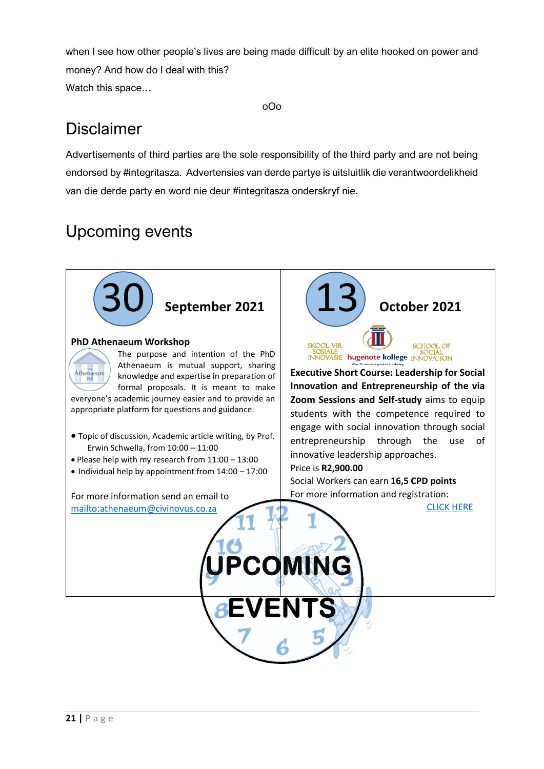when I see how other people's lives are being made difficult by an elite hooked on power and money? And how do I deal with this?

Watch this space…

oOo

## Disclaimer

Advertisements of third parties are the sole responsibility of the third party and are not being endorsed by #integritasza. Advertensies van derde partye is uitsluitlik die verantwoordelikheid van die derde party en word nie deur #integritasza onderskryf nie.

## Upcoming events

### 30 September 2021

**PhD Athenaeum Workshop**

The purpose and intention of the PhD Athenaeum is mutual support, sharing knowledge and expertise in preparation of formal proposals. It is meant to make everyone's academic journey easier and to provide an appropriate platform for questions and guidance.

- Topic of discussion, Academic article writing, by Prof. Erwin Schwella, from 10:00 – 11:00
- Please help with my research from 11:00 – 13:00
- Individual help by appointment from 14:00 – 17:00

For more information send an email to mailto:athenaeum@civinovus.co.za

### 13 October 2021

SKOOL VIR SOSIALE INNOVASIE | hugenote kollege | SCHOOL OF SOCIAL INNOVATION

**Executive Short Course: Leadership for Social Innovation and Entrepreneurship of the via Zoom Sessions and Self-study** aims to equip students with the competence required to engage with social innovation through social entrepreneurship through the use of innovative leadership approaches.

Price is **R2,900.00**

Social Workers can earn **16,5 CPD points**

For more information and registration:

CLICK HERE

UPCOMING EVENTS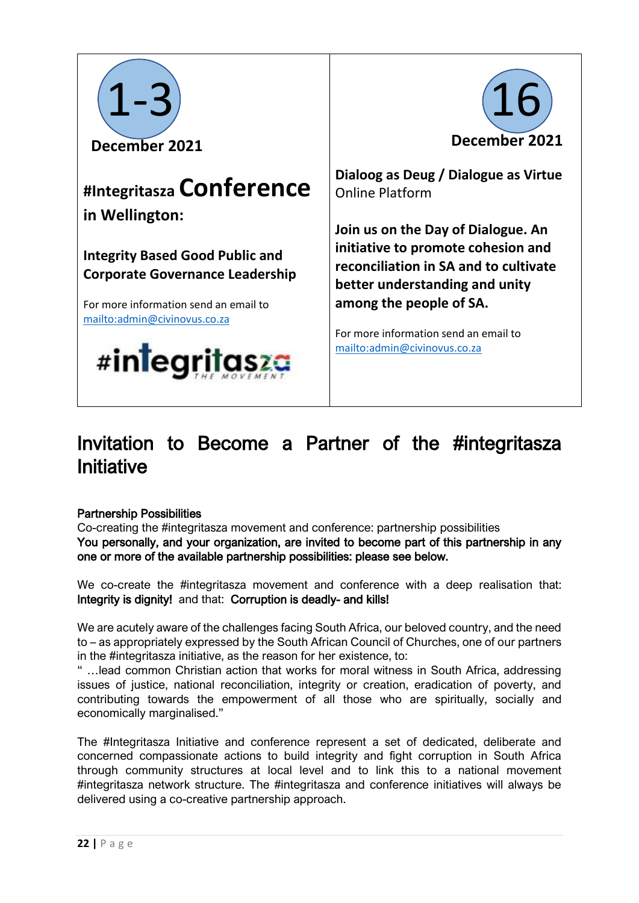| **1-3**<br>**December 2021**<br><br>**#Integritasza Conference in Wellington:**<br><br>**Integrity Based Good Public and Corporate Governance Leadership**<br><br>For more information send an email to [mailto:admin@civinovus.co.za](mailto:admin@civinovus.co.za)<br><br>#integritasza THE MOVEMENT | **16**<br>**December 2021**<br><br>**Dialoog as Deug / Dialogue as Virtue**<br>Online Platform<br><br>**Join us on the Day of Dialogue. An initiative to promote cohesion and reconciliation in SA and to cultivate better understanding and unity among the people of SA.**<br><br>For more information send an email to [mailto:admin@civinovus.co.za](mailto:admin@civinovus.co.za) |
|---|---|

# Invitation to Become a Partner of the #integritasza Initiative

**Partnership Possibilities**

Co-creating the #integritasza movement and conference: partnership possibilities

**You personally, and your organization, are invited to become part of this partnership in any one or more of the available partnership possibilities: please see below.**

We co-create the #integritasza movement and conference with a deep realisation that: **Integrity is dignity!** and that: **Corruption is deadly- and kills!**

We are acutely aware of the challenges facing South Africa, our beloved country, and the need to – as appropriately expressed by the South African Council of Churches, one of our partners in the #integritasza initiative, as the reason for her existence, to:

" …lead common Christian action that works for moral witness in South Africa, addressing issues of justice, national reconciliation, integrity or creation, eradication of poverty, and contributing towards the empowerment of all those who are spiritually, socially and economically marginalised."

The #Integritasza Initiative and conference represent a set of dedicated, deliberate and concerned compassionate actions to build integrity and fight corruption in South Africa through community structures at local level and to link this to a national movement #integritasza network structure. The #integritasza and conference initiatives will always be delivered using a co-creative partnership approach.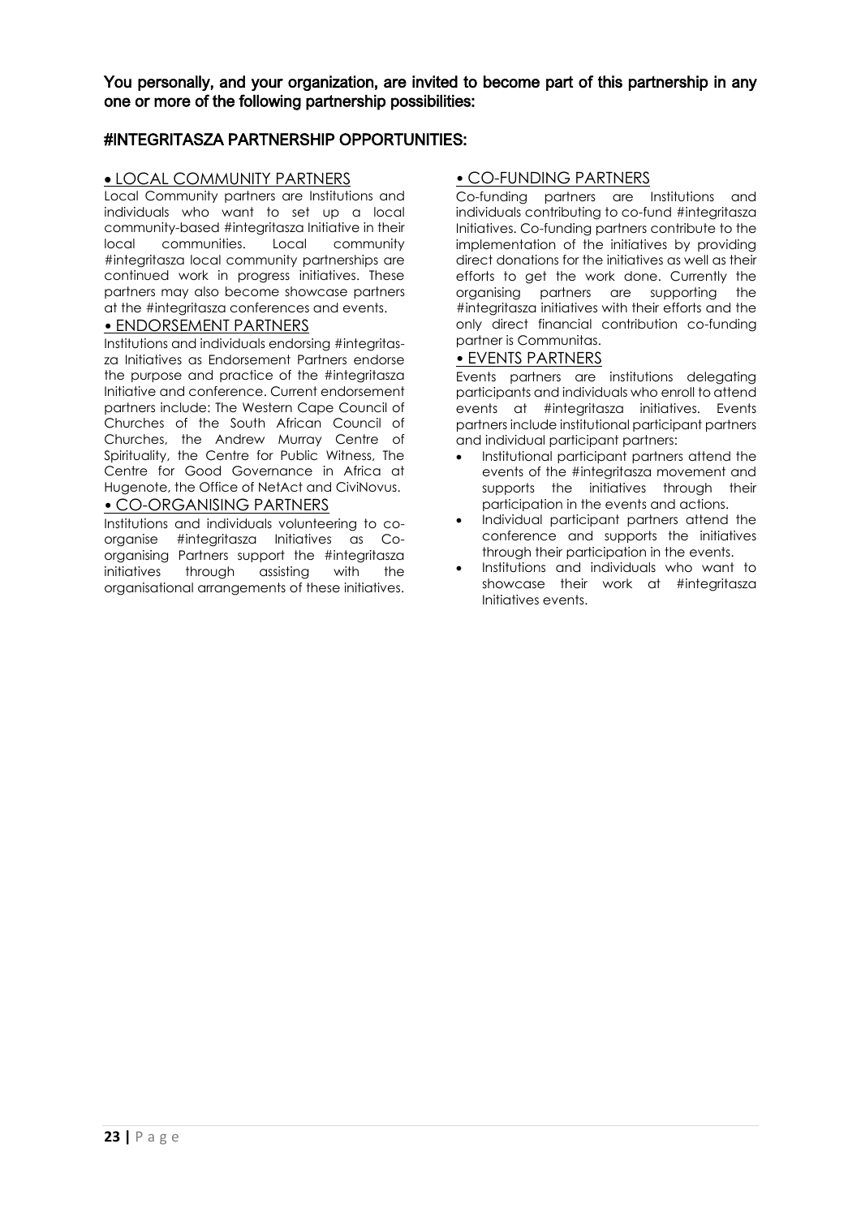**You personally, and your organization, are invited to become part of this partnership in any one or more of the following partnership possibilities:**

## #INTEGRITASZA PARTNERSHIP OPPORTUNITIES:

### • LOCAL COMMUNITY PARTNERS

Local Community partners are Institutions and individuals who want to set up a local community-based #integritasza Initiative in their local communities. Local community #integritasza local community partnerships are continued work in progress initiatives. These partners may also become showcase partners at the #integritasza conferences and events.

### • ENDORSEMENT PARTNERS

Institutions and individuals endorsing #integritasza Initiatives as Endorsement Partners endorse the purpose and practice of the #integritasza Initiative and conference. Current endorsement partners include: The Western Cape Council of Churches of the South African Council of Churches, the Andrew Murray Centre of Spirituality, the Centre for Public Witness, The Centre for Good Governance in Africa at Hugenote, the Office of NetAct and CiviNovus.

### • CO-ORGANISING PARTNERS

Institutions and individuals volunteering to co-organise #integritasza Initiatives as Co-organising Partners support the #integritasza initiatives through assisting with the organisational arrangements of these initiatives.

### • CO-FUNDING PARTNERS

Co-funding partners are Institutions and individuals contributing to co-fund #integritasza Initiatives. Co-funding partners contribute to the implementation of the initiatives by providing direct donations for the initiatives as well as their efforts to get the work done. Currently the organising partners are supporting the #integritasza initiatives with their efforts and the only direct financial contribution co-funding partner is Communitas.

### • EVENTS PARTNERS

Events partners are institutions delegating participants and individuals who enroll to attend events at #integritasza initiatives. Events partners include institutional participant partners and individual participant partners:

- Institutional participant partners attend the events of the #integritasza movement and supports the initiatives through their participation in the events and actions.
- Individual participant partners attend the conference and supports the initiatives through their participation in the events.
- Institutions and individuals who want to showcase their work at #integritasza Initiatives events.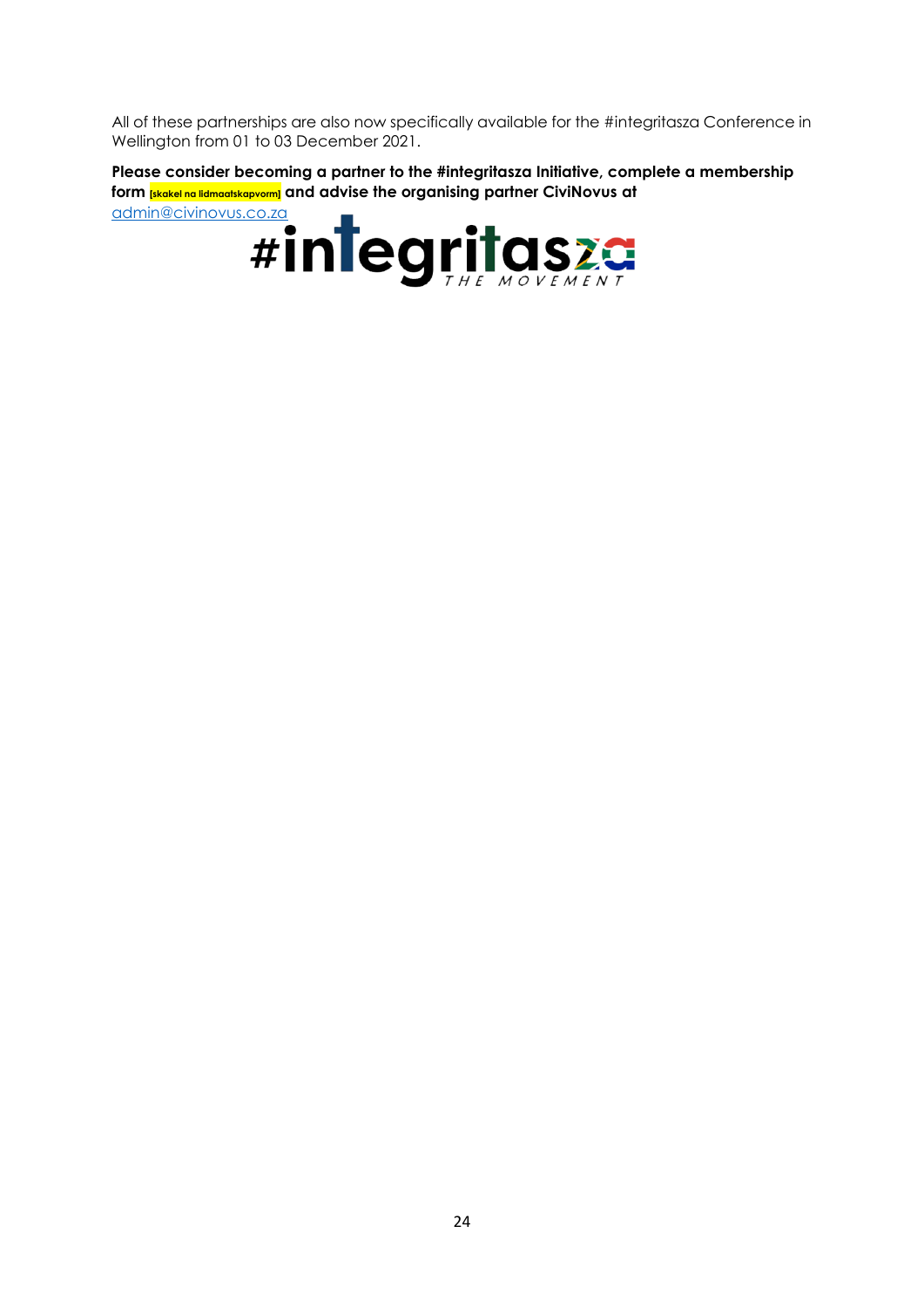All of these partnerships are also now specifically available for the #integritasza Conference in Wellington from 01 to 03 December 2021.

**Please consider becoming a partner to the #integritasza Initiative, complete a membership form [skakel na lidmaatskapvorm] and advise the organising partner CiviNovus at** admin@civinovus.co.za

#integritasza THE MOVEMENT